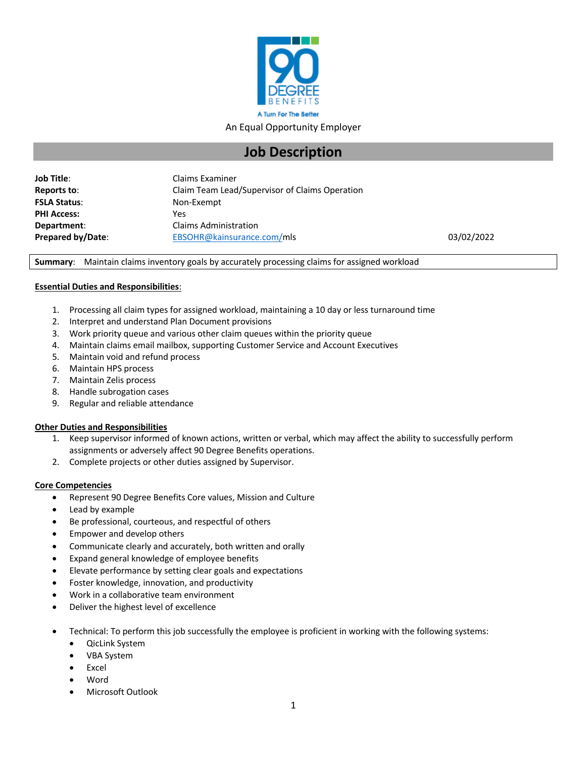90 DEGREE BENEFITS

A Turn For The Better

An Equal Opportunity Employer

# Job Description

| | | |
|---|---|---|
| **Job Title**: | Claims Examiner | |
| **Reports to**: | Claim Team Lead/Supervisor of Claims Operation | |
| **FSLA Status**: | Non-Exempt | |
| **PHI Access:** | Yes | |
| **Department**: | Claims Administration | |
| **Prepared by/Date**: | EBSOHR@kainsurance.com/mls | 03/02/2022 |

**Summary**: Maintain claims inventory goals by accurately processing claims for assigned workload

**Essential Duties and Responsibilities**:

1. Processing all claim types for assigned workload, maintaining a 10 day or less turnaround time
2. Interpret and understand Plan Document provisions
3. Work priority queue and various other claim queues within the priority queue
4. Maintain claims email mailbox, supporting Customer Service and Account Executives
5. Maintain void and refund process
6. Maintain HPS process
7. Maintain Zelis process
8. Handle subrogation cases
9. Regular and reliable attendance

**Other Duties and Responsibilities**

1. Keep supervisor informed of known actions, written or verbal, which may affect the ability to successfully perform assignments or adversely affect 90 Degree Benefits operations.
2. Complete projects or other duties assigned by Supervisor.

**Core Competencies**

- Represent 90 Degree Benefits Core values, Mission and Culture
- Lead by example
- Be professional, courteous, and respectful of others
- Empower and develop others
- Communicate clearly and accurately, both written and orally
- Expand general knowledge of employee benefits
- Elevate performance by setting clear goals and expectations
- Foster knowledge, innovation, and productivity
- Work in a collaborative team environment
- Deliver the highest level of excellence

- Technical: To perform this job successfully the employee is proficient in working with the following systems:
  - QicLink System
  - VBA System
  - Excel
  - Word
  - Microsoft Outlook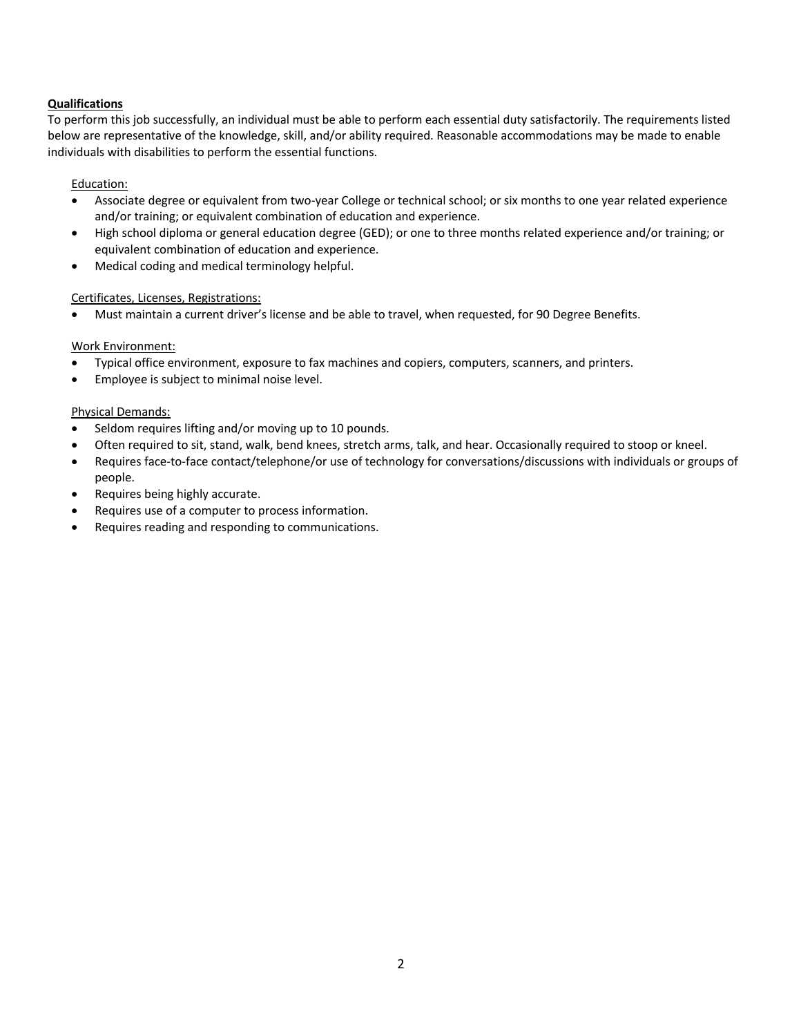## Qualifications

To perform this job successfully, an individual must be able to perform each essential duty satisfactorily. The requirements listed below are representative of the knowledge, skill, and/or ability required. Reasonable accommodations may be made to enable individuals with disabilities to perform the essential functions.

### Education:

- Associate degree or equivalent from two-year College or technical school; or six months to one year related experience and/or training; or equivalent combination of education and experience.
- High school diploma or general education degree (GED); or one to three months related experience and/or training; or equivalent combination of education and experience.
- Medical coding and medical terminology helpful.

### Certificates, Licenses, Registrations:

- Must maintain a current driver's license and be able to travel, when requested, for 90 Degree Benefits.

### Work Environment:

- Typical office environment, exposure to fax machines and copiers, computers, scanners, and printers.
- Employee is subject to minimal noise level.

### Physical Demands:

- Seldom requires lifting and/or moving up to 10 pounds.
- Often required to sit, stand, walk, bend knees, stretch arms, talk, and hear. Occasionally required to stoop or kneel.
- Requires face-to-face contact/telephone/or use of technology for conversations/discussions with individuals or groups of people.
- Requires being highly accurate.
- Requires use of a computer to process information.
- Requires reading and responding to communications.